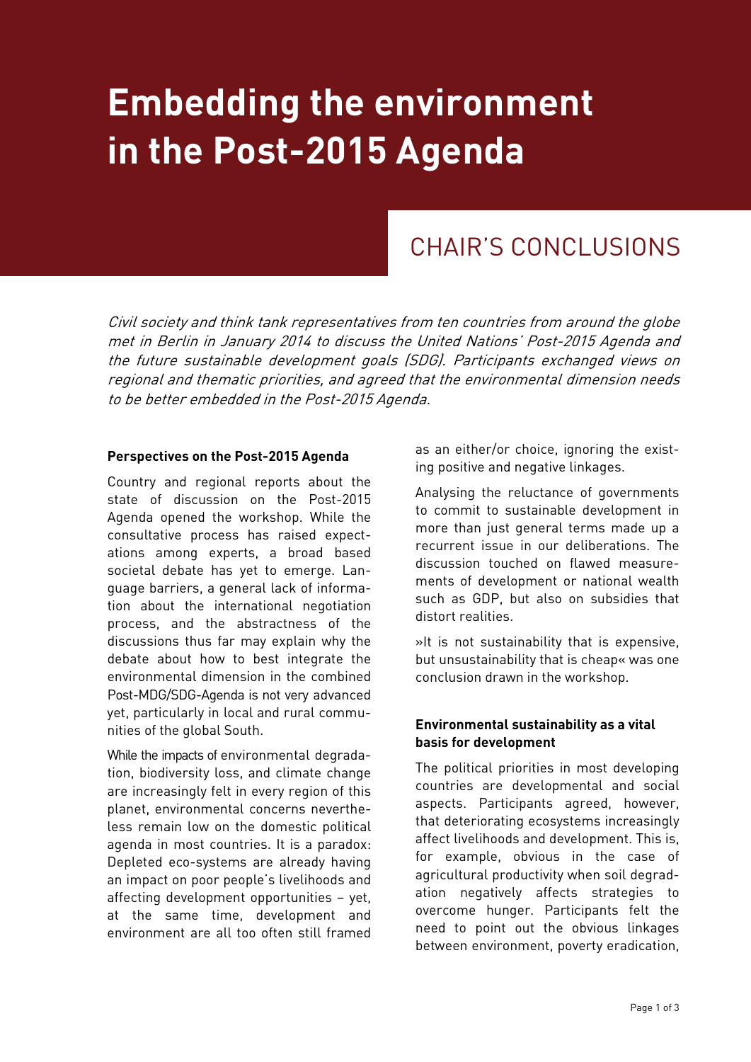# Embedding the environment in the Post-2015 Agenda

## CHAIR'S CONCLUSIONS

*Civil society and think tank representatives from ten countries from around the globe met in Berlin in January 2014 to discuss the United Nations' Post-2015 Agenda and the future sustainable development goals (SDG). Participants exchanged views on regional and thematic priorities, and agreed that the environmental dimension needs to be better embedded in the Post-2015 Agenda.*

### Perspectives on the Post-2015 Agenda

Country and regional reports about the state of discussion on the Post-2015 Agenda opened the workshop. While the consultative process has raised expectations among experts, a broad based societal debate has yet to emerge. Language barriers, a general lack of information about the international negotiation process, and the abstractness of the discussions thus far may explain why the debate about how to best integrate the environmental dimension in the combined Post-MDG/SDG-Agenda is not very advanced yet, particularly in local and rural communities of the global South.

While the impacts of environmental degradation, biodiversity loss, and climate change are increasingly felt in every region of this planet, environmental concerns nevertheless remain low on the domestic political agenda in most countries. It is a paradox: Depleted eco-systems are already having an impact on poor people's livelihoods and affecting development opportunities – yet, at the same time, development and environment are all too often still framed as an either/or choice, ignoring the existing positive and negative linkages.

Analysing the reluctance of governments to commit to sustainable development in more than just general terms made up a recurrent issue in our deliberations. The discussion touched on flawed measurements of development or national wealth such as GDP, but also on subsidies that distort realities.

»It is not sustainability that is expensive, but unsustainability that is cheap« was one conclusion drawn in the workshop.

### Environmental sustainability as a vital basis for development

The political priorities in most developing countries are developmental and social aspects. Participants agreed, however, that deteriorating ecosystems increasingly affect livelihoods and development. This is, for example, obvious in the case of agricultural productivity when soil degradation negatively affects strategies to overcome hunger. Participants felt the need to point out the obvious linkages between environment, poverty eradication,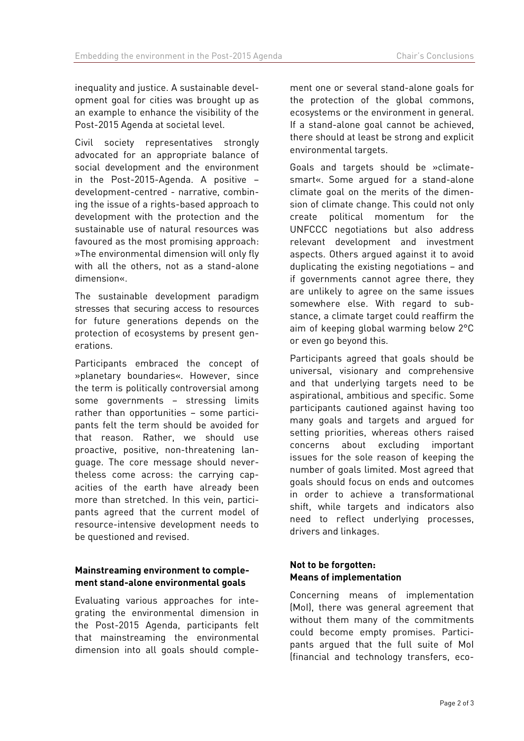inequality and justice. A sustainable development goal for cities was brought up as an example to enhance the visibility of the Post-2015 Agenda at societal level.

Civil society representatives strongly advocated for an appropriate balance of social development and the environment in the Post-2015-Agenda. A positive – development-centred - narrative, combining the issue of a rights-based approach to development with the protection and the sustainable use of natural resources was favoured as the most promising approach: »The environmental dimension will only fly with all the others, not as a stand-alone dimension«.

The sustainable development paradigm stresses that securing access to resources for future generations depends on the protection of ecosystems by present generations.

Participants embraced the concept of »planetary boundaries«. However, since the term is politically controversial among some governments – stressing limits rather than opportunities – some participants felt the term should be avoided for that reason. Rather, we should use proactive, positive, non-threatening language. The core message should nevertheless come across: the carrying capacities of the earth have already been more than stretched. In this vein, participants agreed that the current model of resource-intensive development needs to be questioned and revised.

**Mainstreaming environment to complement stand-alone environmental goals**

Evaluating various approaches for integrating the environmental dimension in the Post-2015 Agenda, participants felt that mainstreaming the environmental dimension into all goals should complement one or several stand-alone goals for the protection of the global commons, ecosystems or the environment in general. If a stand-alone goal cannot be achieved, there should at least be strong and explicit environmental targets.

Goals and targets should be »climate-smart«. Some argued for a stand-alone climate goal on the merits of the dimension of climate change. This could not only create political momentum for the UNFCCC negotiations but also address relevant development and investment aspects. Others argued against it to avoid duplicating the existing negotiations – and if governments cannot agree there, they are unlikely to agree on the same issues somewhere else. With regard to substance, a climate target could reaffirm the aim of keeping global warming below 2°C or even go beyond this.

Participants agreed that goals should be universal, visionary and comprehensive and that underlying targets need to be aspirational, ambitious and specific. Some participants cautioned against having too many goals and targets and argued for setting priorities, whereas others raised concerns about excluding important issues for the sole reason of keeping the number of goals limited. Most agreed that goals should focus on ends and outcomes in order to achieve a transformational shift, while targets and indicators also need to reflect underlying processes, drivers and linkages.

**Not to be forgotten: Means of implementation**

Concerning means of implementation (MoI), there was general agreement that without them many of the commitments could become empty promises. Participants argued that the full suite of MoI (financial and technology transfers, eco-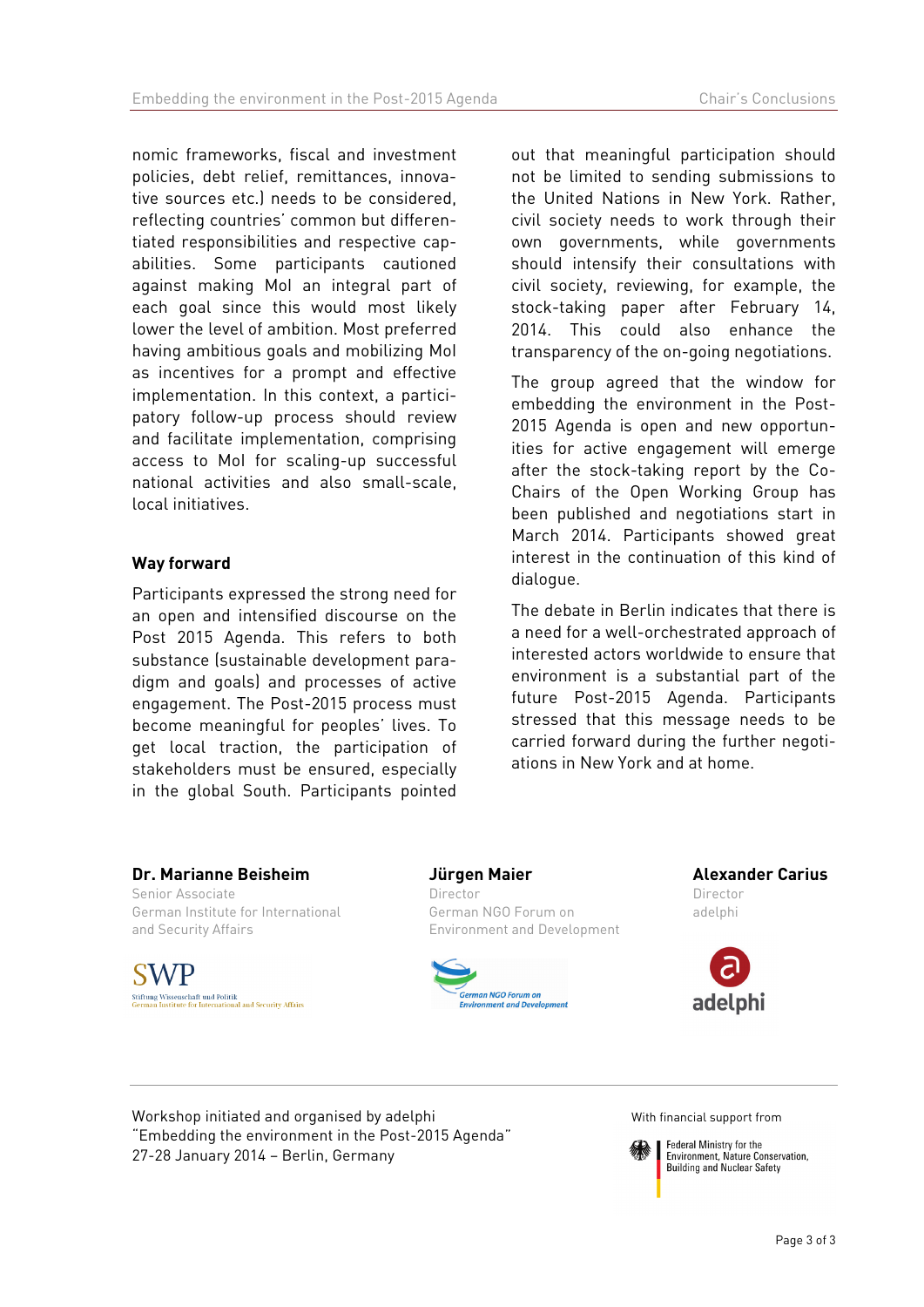nomic frameworks, fiscal and investment policies, debt relief, remittances, innovative sources etc.) needs to be considered, reflecting countries' common but differentiated responsibilities and respective capabilities. Some participants cautioned against making MoI an integral part of each goal since this would most likely lower the level of ambition. Most preferred having ambitious goals and mobilizing MoI as incentives for a prompt and effective implementation. In this context, a participatory follow-up process should review and facilitate implementation, comprising access to MoI for scaling-up successful national activities and also small-scale, local initiatives.

## Way forward

Participants expressed the strong need for an open and intensified discourse on the Post 2015 Agenda. This refers to both substance (sustainable development paradigm and goals) and processes of active engagement. The Post-2015 process must become meaningful for peoples' lives. To get local traction, the participation of stakeholders must be ensured, especially in the global South. Participants pointed out that meaningful participation should not be limited to sending submissions to the United Nations in New York. Rather, civil society needs to work through their own governments, while governments should intensify their consultations with civil society, reviewing, for example, the stock-taking paper after February 14, 2014. This could also enhance the transparency of the on-going negotiations.

The group agreed that the window for embedding the environment in the Post-2015 Agenda is open and new opportunities for active engagement will emerge after the stock-taking report by the Co-Chairs of the Open Working Group has been published and negotiations start in March 2014. Participants showed great interest in the continuation of this kind of dialogue.

The debate in Berlin indicates that there is a need for a well-orchestrated approach of interested actors worldwide to ensure that environment is a substantial part of the future Post-2015 Agenda. Participants stressed that this message needs to be carried forward during the further negotiations in New York and at home.

**Dr. Marianne Beisheim**
Senior Associate
German Institute for International and Security Affairs

SWP
Stiftung Wissenschaft und Politik
German Institute for International and Security Affairs

**Jürgen Maier**
Director
German NGO Forum on Environment and Development

German NGO Forum on Environment and Development

**Alexander Carius**
Director
adelphi

adelphi

Workshop initiated and organised by adelphi
"Embedding the environment in the Post-2015 Agenda"
27-28 January 2014 – Berlin, Germany

With financial support from

Federal Ministry for the Environment, Nature Conservation, Building and Nuclear Safety